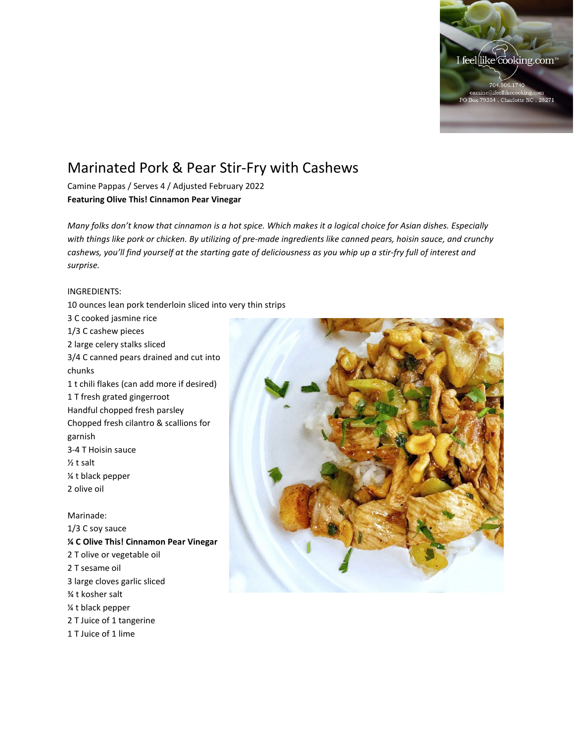# Marinated Pork & Pear Stir-Fry with Cashews

Camine Pappas / Serves 4 / Adjusted February 2022
**Featuring Olive This! Cinnamon Pear Vinegar**

*Many folks don't know that cinnamon is a hot spice. Which makes it a logical choice for Asian dishes. Especially with things like pork or chicken. By utilizing of pre-made ingredients like canned pears, hoisin sauce, and crunchy cashews, you'll find yourself at the starting gate of deliciousness as you whip up a stir-fry full of interest and surprise.*

INGREDIENTS:

10 ounces lean pork tenderloin sliced into very thin strips
3 C cooked jasmine rice
1/3 C cashew pieces
2 large celery stalks sliced
3/4 C canned pears drained and cut into chunks
1 t chili flakes (can add more if desired)
1 T fresh grated gingerroot
Handful chopped fresh parsley
Chopped fresh cilantro & scallions for garnish
3-4 T Hoisin sauce
½ t salt
¼ t black pepper
2 olive oil

Marinade:

1/3 C soy sauce
**¼ C Olive This! Cinnamon Pear Vinegar**
2 T olive or vegetable oil
2 T sesame oil
3 large cloves garlic sliced
¾ t kosher salt
¼ t black pepper
2 T Juice of 1 tangerine
1 T Juice of 1 lime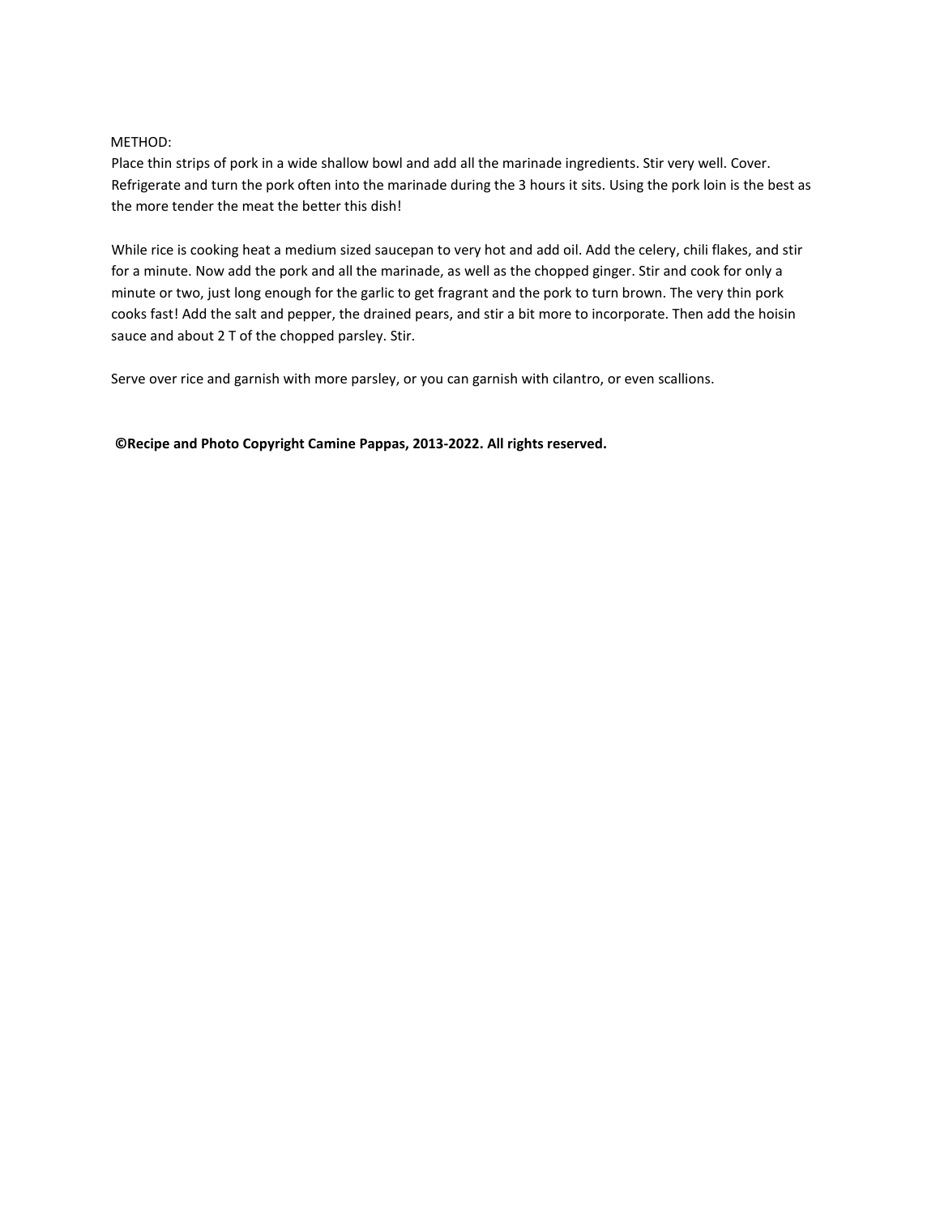METHOD:

Place thin strips of pork in a wide shallow bowl and add all the marinade ingredients. Stir very well. Cover. Refrigerate and turn the pork often into the marinade during the 3 hours it sits. Using the pork loin is the best as the more tender the meat the better this dish!

While rice is cooking heat a medium sized saucepan to very hot and add oil. Add the celery, chili flakes, and stir for a minute. Now add the pork and all the marinade, as well as the chopped ginger. Stir and cook for only a minute or two, just long enough for the garlic to get fragrant and the pork to turn brown. The very thin pork cooks fast! Add the salt and pepper, the drained pears, and stir a bit more to incorporate. Then add the hoisin sauce and about 2 T of the chopped parsley. Stir.

Serve over rice and garnish with more parsley, or you can garnish with cilantro, or even scallions.

**©Recipe and Photo Copyright Camine Pappas, 2013-2022. All rights reserved.**